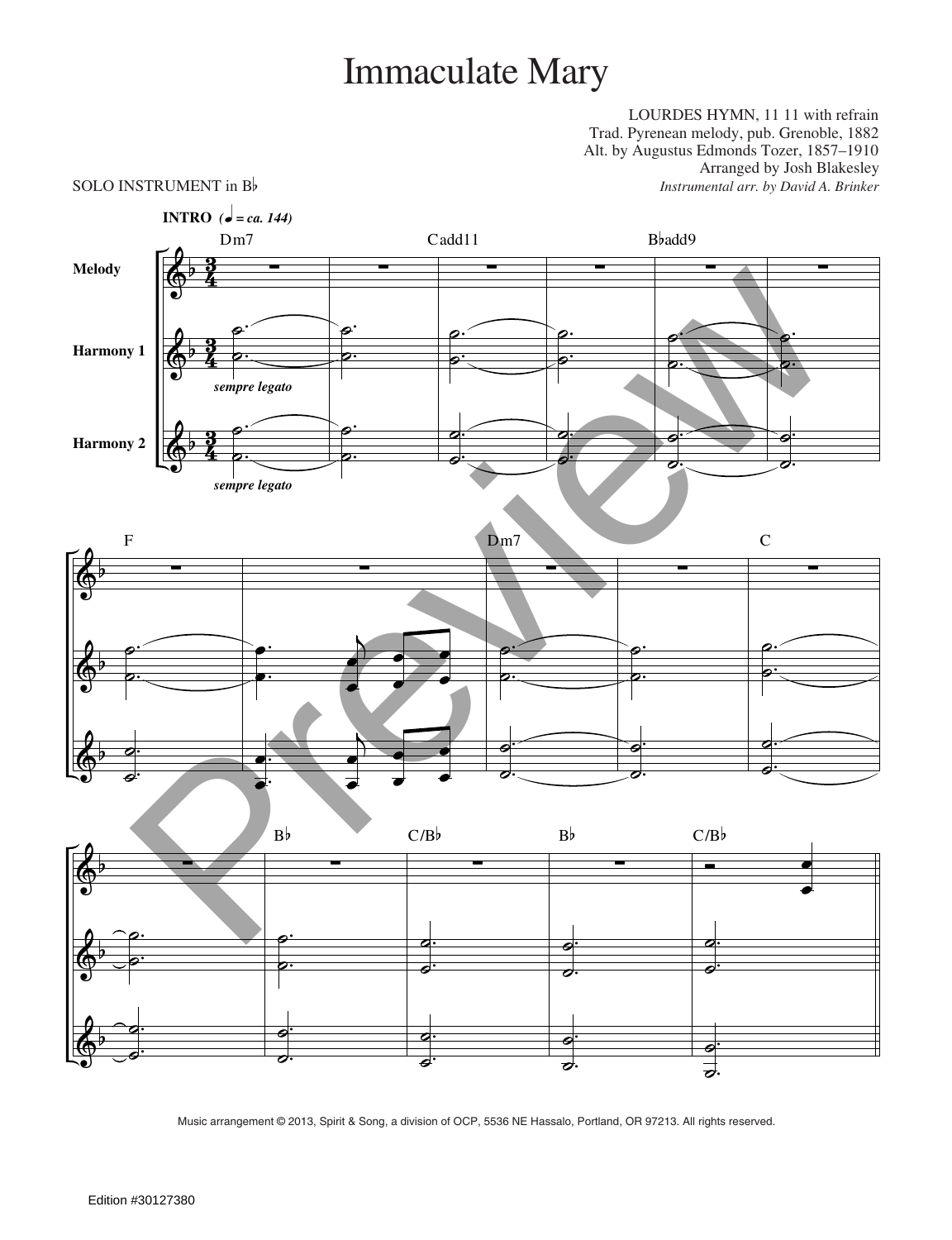# Immaculate Mary

LOURDES HYMN, 11 11 with refrain
Trad. Pyrenean melody, pub. Grenoble, 1882
Alt. by Augustus Edmonds Tozer, 1857–1910
Arranged by Josh Blakesley
*Instrumental arr. by David A. Brinker*

SOLO INSTRUMENT in B♭

**INTRO** *(♩ = ca. 144)*

Dm7 Cadd11 B♭add9

Melody

Harmony 1 *sempre legato*

Harmony 2 *sempre legato*

F Dm7 C

B♭ C/B♭ B♭ C/B♭

Music arrangement © 2013, Spirit & Song, a division of OCP, 5536 NE Hassalo, Portland, OR 97213. All rights reserved.

Edition #30127380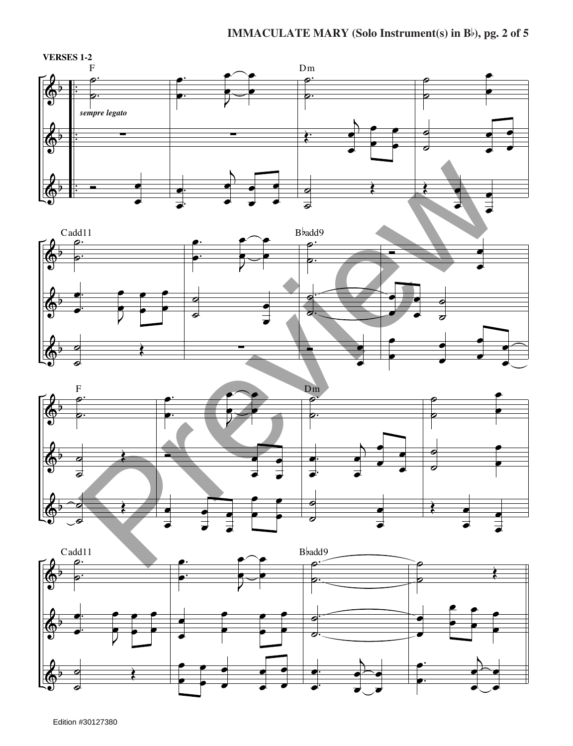**VERSES 1-2**

F

*sempre legato*

Dm

Cadd11

B♭add9

F

Dm

Cadd11

B♭add9

Edition #30127380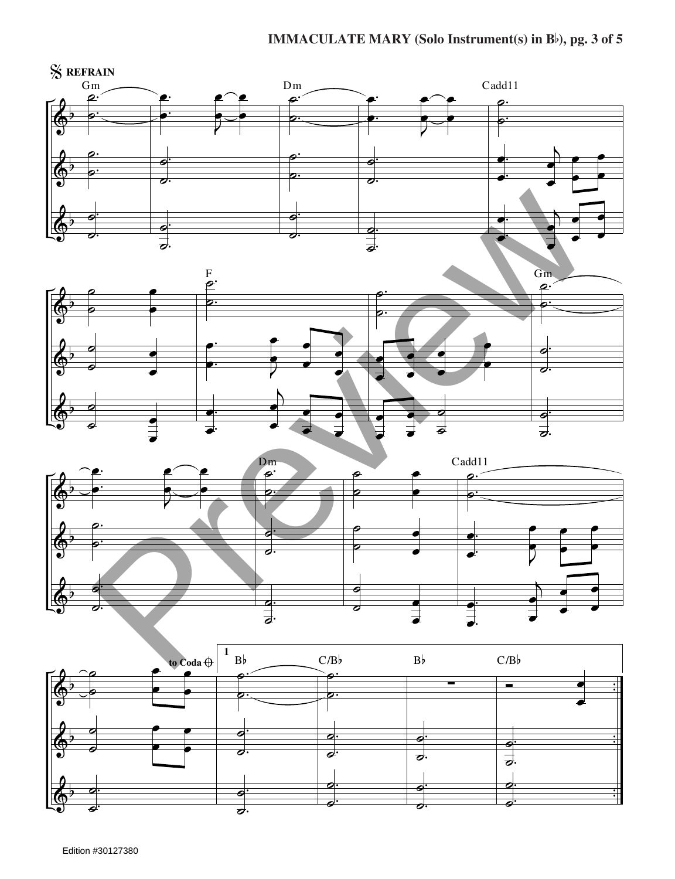REFRAIN

Gm Dm Cadd11

F Gm

Dm Cadd11

to Coda

1 B♭ C/B♭ B♭ C/B♭

Edition #30127380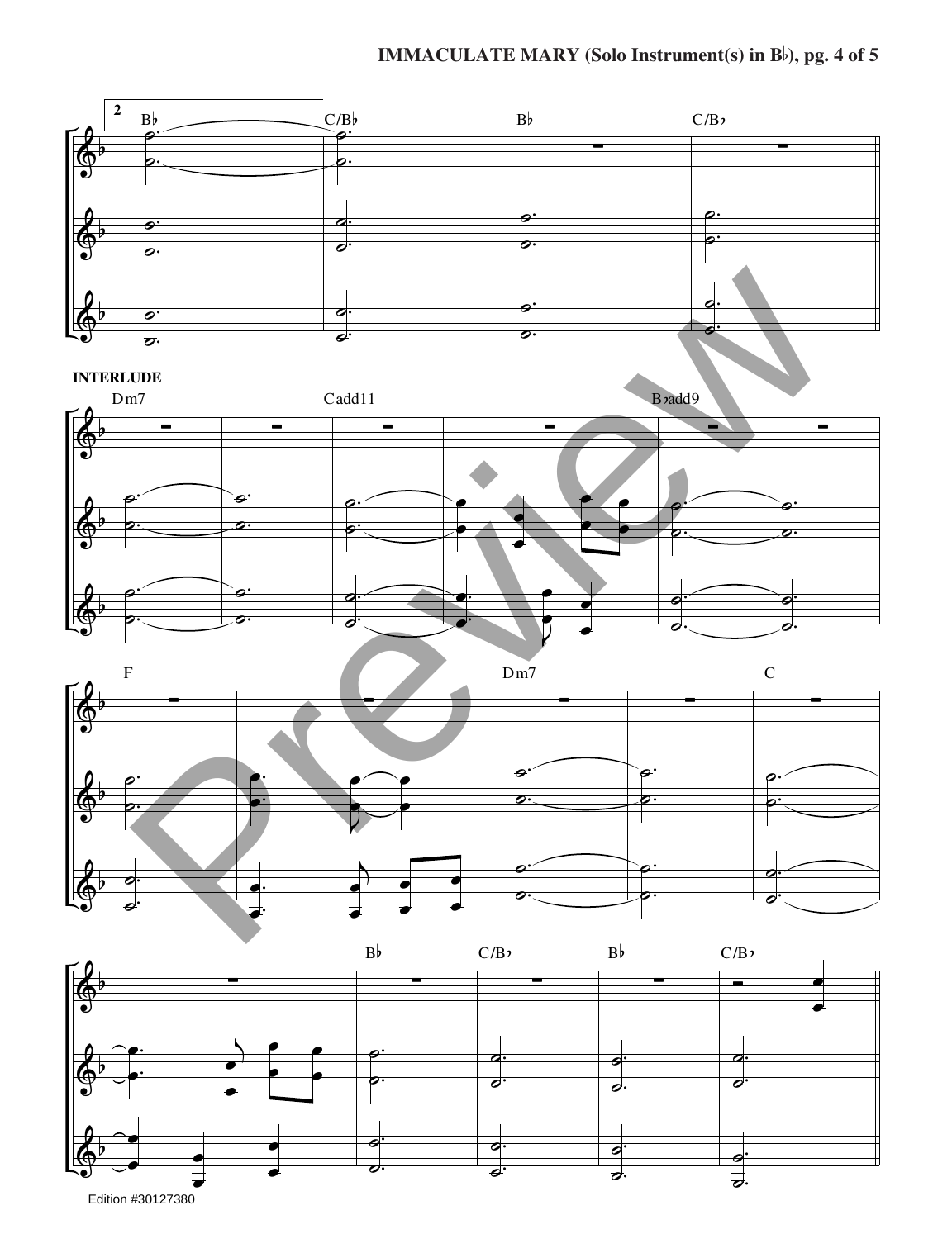**INTERLUDE**

Edition #30127380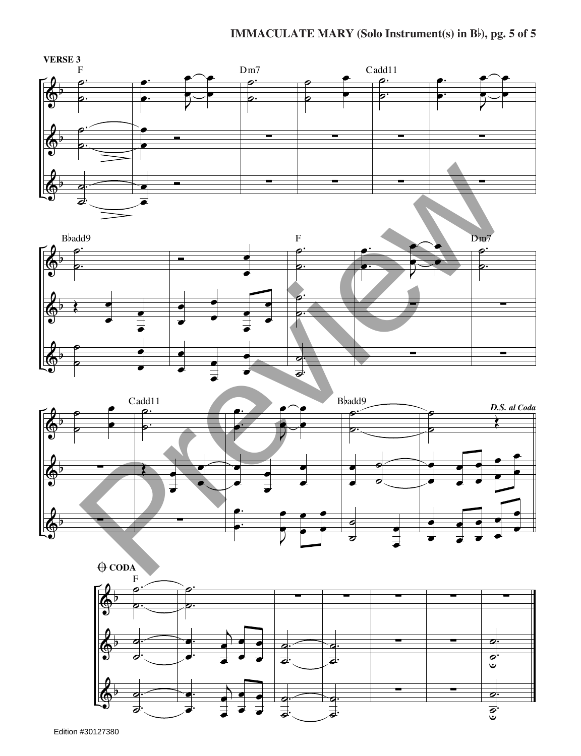VERSE 3

F Dm7 Cadd11

B♭add9 F Dm7

Cadd11 B♭add9

*D.S. al Coda*

CODA

F